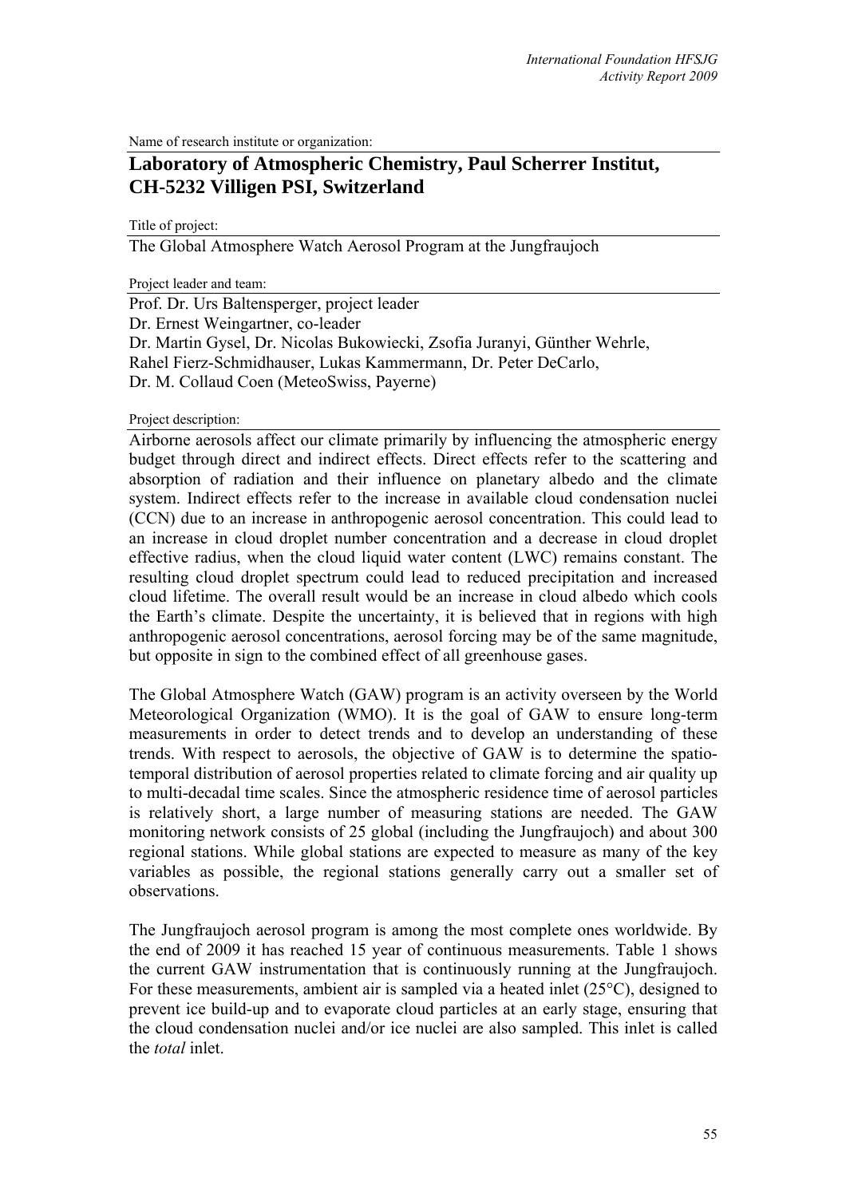Name of research institute or organization:

# Laboratory of Atmospheric Chemistry, Paul Scherrer Institut, CH-5232 Villigen PSI, Switzerland

Title of project:

The Global Atmosphere Watch Aerosol Program at the Jungfraujoch

Project leader and team:

Prof. Dr. Urs Baltensperger, project leader
Dr. Ernest Weingartner, co-leader
Dr. Martin Gysel, Dr. Nicolas Bukowiecki, Zsofia Juranyi, Günther Wehrle, Rahel Fierz-Schmidhauser, Lukas Kammermann, Dr. Peter DeCarlo, Dr. M. Collaud Coen (MeteoSwiss, Payerne)

Project description:

Airborne aerosols affect our climate primarily by influencing the atmospheric energy budget through direct and indirect effects. Direct effects refer to the scattering and absorption of radiation and their influence on planetary albedo and the climate system. Indirect effects refer to the increase in available cloud condensation nuclei (CCN) due to an increase in anthropogenic aerosol concentration. This could lead to an increase in cloud droplet number concentration and a decrease in cloud droplet effective radius, when the cloud liquid water content (LWC) remains constant. The resulting cloud droplet spectrum could lead to reduced precipitation and increased cloud lifetime. The overall result would be an increase in cloud albedo which cools the Earth's climate. Despite the uncertainty, it is believed that in regions with high anthropogenic aerosol concentrations, aerosol forcing may be of the same magnitude, but opposite in sign to the combined effect of all greenhouse gases.

The Global Atmosphere Watch (GAW) program is an activity overseen by the World Meteorological Organization (WMO). It is the goal of GAW to ensure long-term measurements in order to detect trends and to develop an understanding of these trends. With respect to aerosols, the objective of GAW is to determine the spatio-temporal distribution of aerosol properties related to climate forcing and air quality up to multi-decadal time scales. Since the atmospheric residence time of aerosol particles is relatively short, a large number of measuring stations are needed. The GAW monitoring network consists of 25 global (including the Jungfraujoch) and about 300 regional stations. While global stations are expected to measure as many of the key variables as possible, the regional stations generally carry out a smaller set of observations.

The Jungfraujoch aerosol program is among the most complete ones worldwide. By the end of 2009 it has reached 15 year of continuous measurements. Table 1 shows the current GAW instrumentation that is continuously running at the Jungfraujoch. For these measurements, ambient air is sampled via a heated inlet (25°C), designed to prevent ice build-up and to evaporate cloud particles at an early stage, ensuring that the cloud condensation nuclei and/or ice nuclei are also sampled. This inlet is called the *total* inlet.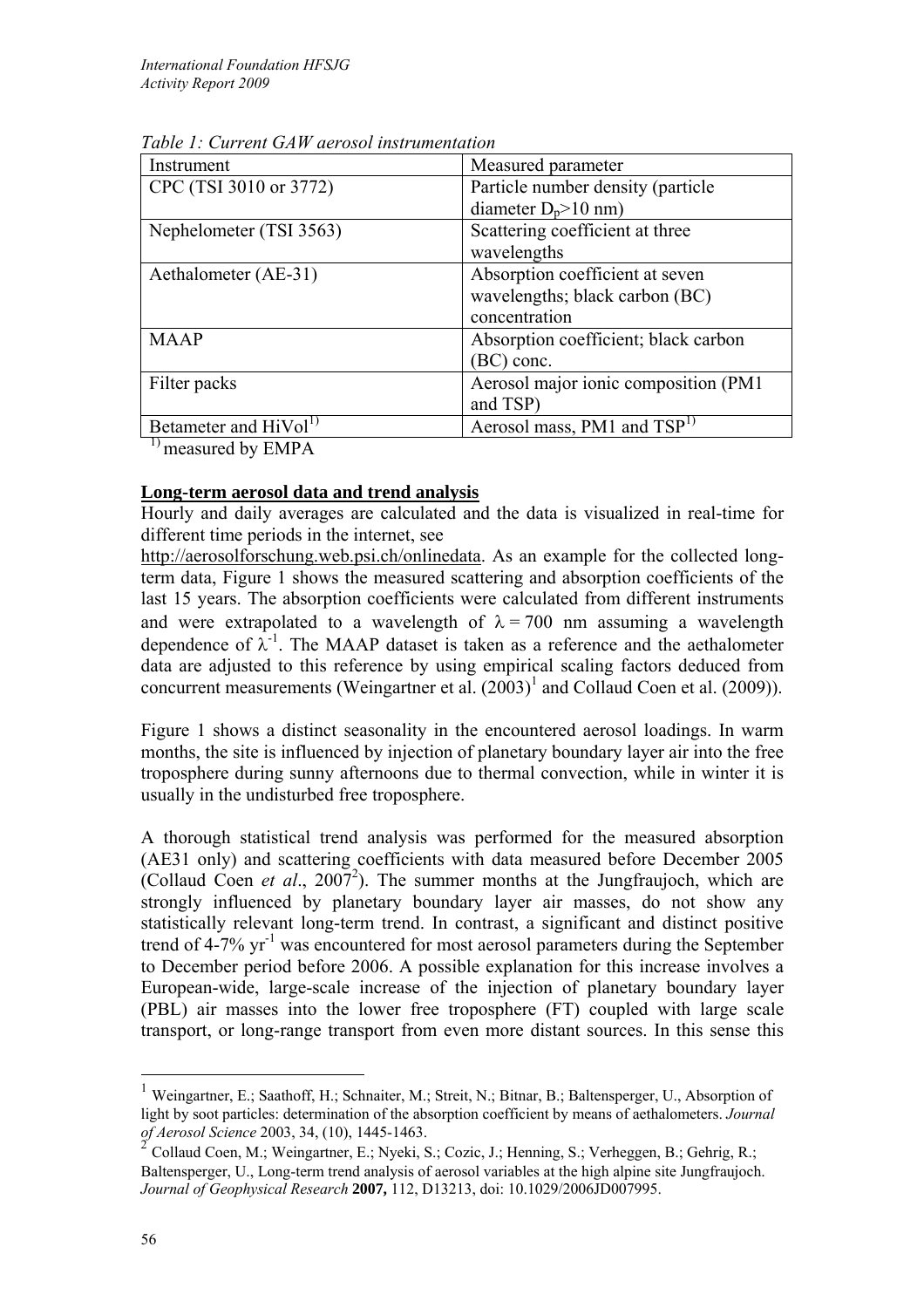*Table 1: Current GAW aerosol instrumentation*

| Instrument | Measured parameter |
|---|---|
| CPC (TSI 3010 or 3772) | Particle number density (particle diameter $D_p$>10 nm) |
| Nephelometer (TSI 3563) | Scattering coefficient at three wavelengths |
| Aethalometer (AE-31) | Absorption coefficient at seven wavelengths; black carbon (BC) concentration |
| MAAP | Absorption coefficient; black carbon (BC) conc. |
| Filter packs | Aerosol major ionic composition (PM1 and TSP) |
| Betameter and HiVol[1)] | Aerosol mass, PM1 and TSP[1)] |

[1)] measured by EMPA

**Long-term aerosol data and trend analysis**

Hourly and daily averages are calculated and the data is visualized in real-time for different time periods in the internet, see http://aerosolforschung.web.psi.ch/onlinedata. As an example for the collected long-term data, Figure 1 shows the measured scattering and absorption coefficients of the last 15 years. The absorption coefficients were calculated from different instruments and were extrapolated to a wavelength of $\lambda = 700$ nm assuming a wavelength dependence of $\lambda^{-1}$. The MAAP dataset is taken as a reference and the aethalometer data are adjusted to this reference by using empirical scaling factors deduced from concurrent measurements (Weingartner et al. (2003)[1] and Collaud Coen et al. (2009)).

Figure 1 shows a distinct seasonality in the encountered aerosol loadings. In warm months, the site is influenced by injection of planetary boundary layer air into the free troposphere during sunny afternoons due to thermal convection, while in winter it is usually in the undisturbed free troposphere.

A thorough statistical trend analysis was performed for the measured absorption (AE31 only) and scattering coefficients with data measured before December 2005 (Collaud Coen *et al*., 2007[2]). The summer months at the Jungfraujoch, which are strongly influenced by planetary boundary layer air masses, do not show any statistically relevant long-term trend. In contrast, a significant and distinct positive trend of 4-7% $yr^{-1}$ was encountered for most aerosol parameters during the September to December period before 2006. A possible explanation for this increase involves a European-wide, large-scale increase of the injection of planetary boundary layer (PBL) air masses into the lower free troposphere (FT) coupled with large scale transport, or long-range transport from even more distant sources. In this sense this

[1] Weingartner, E.; Saathoff, H.; Schnaiter, M.; Streit, N.; Bitnar, B.; Baltensperger, U., Absorption of light by soot particles: determination of the absorption coefficient by means of aethalometers. *Journal of Aerosol Science* 2003, 34, (10), 1445-1463.

[2] Collaud Coen, M.; Weingartner, E.; Nyeki, S.; Cozic, J.; Henning, S.; Verheggen, B.; Gehrig, R.; Baltensperger, U., Long-term trend analysis of aerosol variables at the high alpine site Jungfraujoch. *Journal of Geophysical Research* **2007,** 112, D13213, doi: 10.1029/2006JD007995.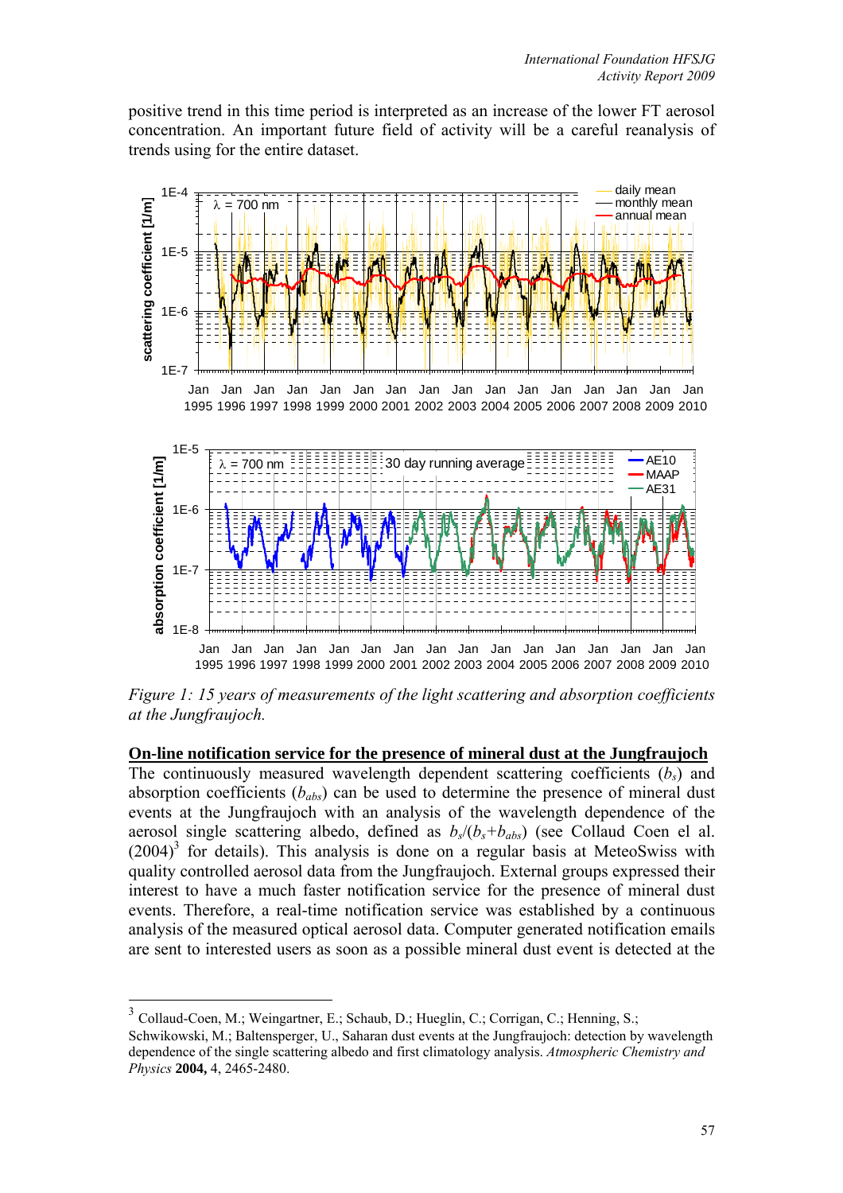positive trend in this time period is interpreted as an increase of the lower FT aerosol concentration. An important future field of activity will be a careful reanalysis of trends using for the entire dataset.

*Figure 1: 15 years of measurements of the light scattering and absorption coefficients at the Jungfraujoch.*

## On-line notification service for the presence of mineral dust at the Jungfraujoch

The continuously measured wavelength dependent scattering coefficients ($b_s$) and absorption coefficients ($b_{abs}$) can be used to determine the presence of mineral dust events at the Jungfraujoch with an analysis of the wavelength dependence of the aerosol single scattering albedo, defined as $b_s/(b_s+b_{abs})$ (see Collaud Coen el al. (2004)[3] for details). This analysis is done on a regular basis at MeteoSwiss with quality controlled aerosol data from the Jungfraujoch. External groups expressed their interest to have a much faster notification service for the presence of mineral dust events. Therefore, a real-time notification service was established by a continuous analysis of the measured optical aerosol data. Computer generated notification emails are sent to interested users as soon as a possible mineral dust event is detected at the

---

[3] Collaud-Coen, M.; Weingartner, E.; Schaub, D.; Hueglin, C.; Corrigan, C.; Henning, S.; Schwikowski, M.; Baltensperger, U., Saharan dust events at the Jungfraujoch: detection by wavelength dependence of the single scattering albedo and first climatology analysis. *Atmospheric Chemistry and Physics* **2004,** 4, 2465-2480.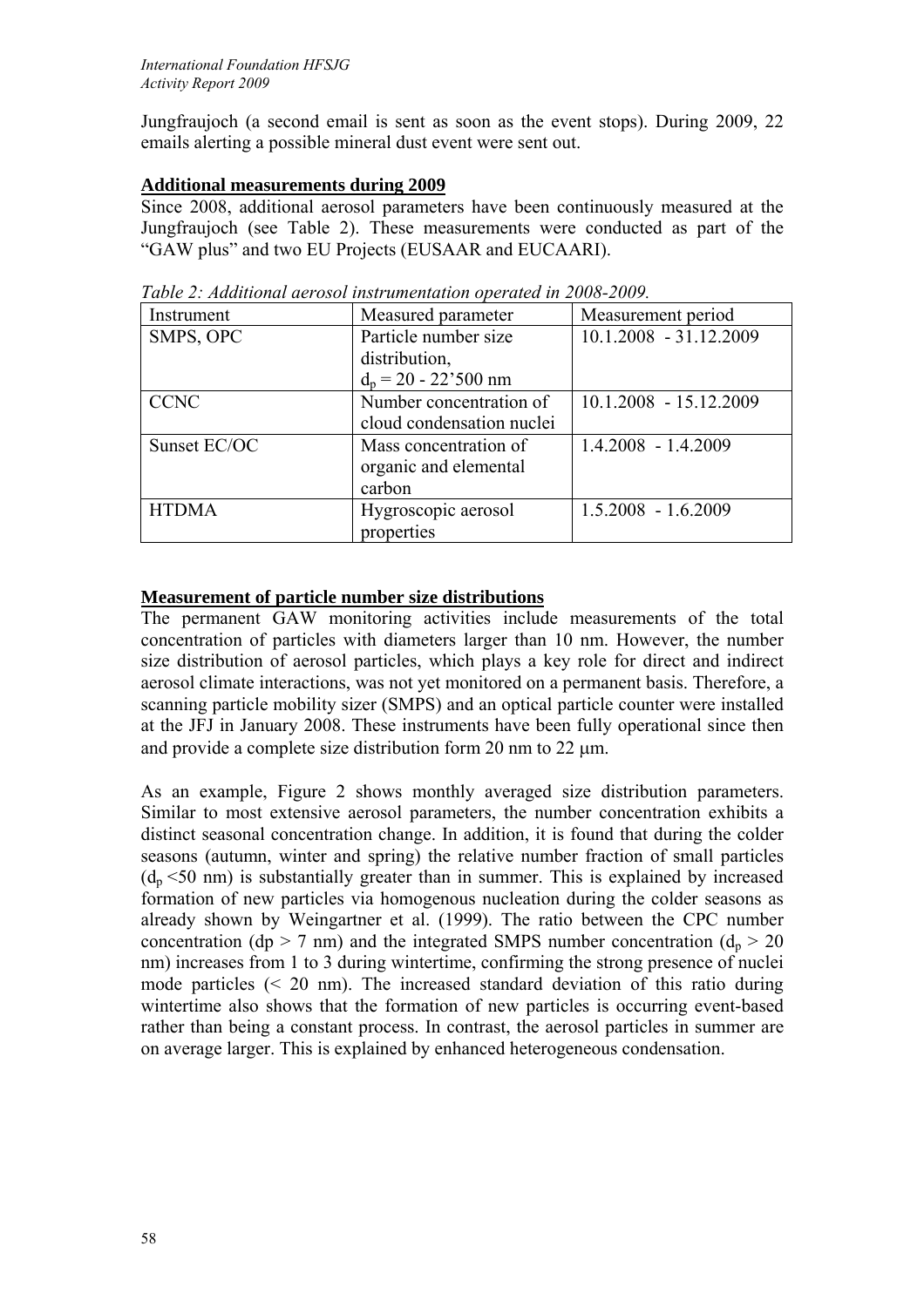Jungfraujoch (a second email is sent as soon as the event stops). During 2009, 22 emails alerting a possible mineral dust event were sent out.

**Additional measurements during 2009**

Since 2008, additional aerosol parameters have been continuously measured at the Jungfraujoch (see Table 2). These measurements were conducted as part of the "GAW plus" and two EU Projects (EUSAAR and EUCAARI).

*Table 2: Additional aerosol instrumentation operated in 2008-2009.*

| Instrument | Measured parameter | Measurement period |
| --- | --- | --- |
| SMPS, OPC | Particle number size distribution, $d_p$ = 20 - 22'500 nm | 10.1.2008 - 31.12.2009 |
| CCNC | Number concentration of cloud condensation nuclei | 10.1.2008 - 15.12.2009 |
| Sunset EC/OC | Mass concentration of organic and elemental carbon | 1.4.2008 - 1.4.2009 |
| HTDMA | Hygroscopic aerosol properties | 1.5.2008 - 1.6.2009 |

**Measurement of particle number size distributions**

The permanent GAW monitoring activities include measurements of the total concentration of particles with diameters larger than 10 nm. However, the number size distribution of aerosol particles, which plays a key role for direct and indirect aerosol climate interactions, was not yet monitored on a permanent basis. Therefore, a scanning particle mobility sizer (SMPS) and an optical particle counter were installed at the JFJ in January 2008. These instruments have been fully operational since then and provide a complete size distribution form 20 nm to 22 μm.

As an example, Figure 2 shows monthly averaged size distribution parameters. Similar to most extensive aerosol parameters, the number concentration exhibits a distinct seasonal concentration change. In addition, it is found that during the colder seasons (autumn, winter and spring) the relative number fraction of small particles ($d_p$ <50 nm) is substantially greater than in summer. This is explained by increased formation of new particles via homogenous nucleation during the colder seasons as already shown by Weingartner et al. (1999). The ratio between the CPC number concentration (dp > 7 nm) and the integrated SMPS number concentration ($d_p$ > 20 nm) increases from 1 to 3 during wintertime, confirming the strong presence of nuclei mode particles (< 20 nm). The increased standard deviation of this ratio during wintertime also shows that the formation of new particles is occurring event-based rather than being a constant process. In contrast, the aerosol particles in summer are on average larger. This is explained by enhanced heterogeneous condensation.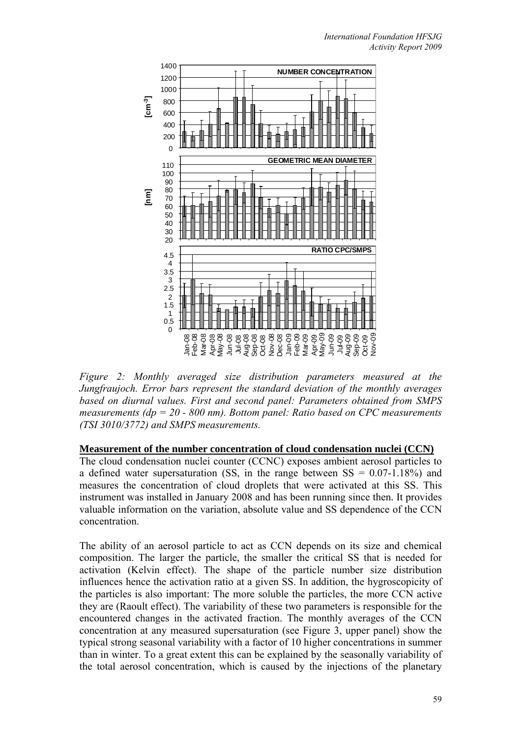*Figure 2: Monthly averaged size distribution parameters measured at the Jungfraujoch. Error bars represent the standard deviation of the monthly averages based on diurnal values. First and second panel: Parameters obtained from SMPS measurements (dp = 20 - 800 nm). Bottom panel: Ratio based on CPC measurements (TSI 3010/3772) and SMPS measurements.*

**Measurement of the number concentration of cloud condensation nuclei (CCN)**

The cloud condensation nuclei counter (CCNC) exposes ambient aerosol particles to a defined water supersaturation (SS, in the range between SS = 0.07-1.18%) and measures the concentration of cloud droplets that were activated at this SS. This instrument was installed in January 2008 and has been running since then. It provides valuable information on the variation, absolute value and SS dependence of the CCN concentration.

The ability of an aerosol particle to act as CCN depends on its size and chemical composition. The larger the particle, the smaller the critical SS that is needed for activation (Kelvin effect). The shape of the particle number size distribution influences hence the activation ratio at a given SS. In addition, the hygroscopicity of the particles is also important: The more soluble the particles, the more CCN active they are (Raoult effect). The variability of these two parameters is responsible for the encountered changes in the activated fraction. The monthly averages of the CCN concentration at any measured supersaturation (see Figure 3, upper panel) show the typical strong seasonal variability with a factor of 10 higher concentrations in summer than in winter. To a great extent this can be explained by the seasonally variability of the total aerosol concentration, which is caused by the injections of the planetary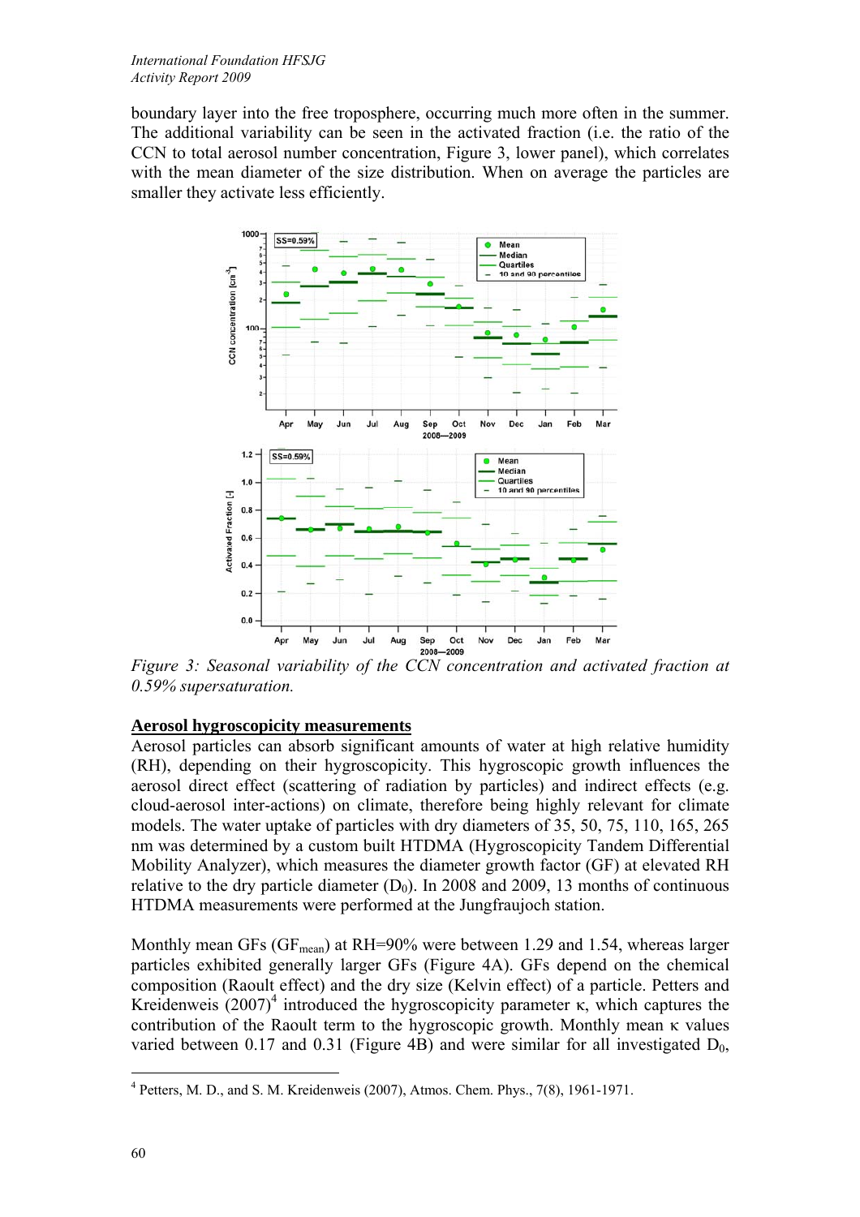boundary layer into the free troposphere, occurring much more often in the summer. The additional variability can be seen in the activated fraction (i.e. the ratio of the CCN to total aerosol number concentration, Figure 3, lower panel), which correlates with the mean diameter of the size distribution. When on average the particles are smaller they activate less efficiently.

*Figure 3: Seasonal variability of the CCN concentration and activated fraction at 0.59% supersaturation.*

## Aerosol hygroscopicity measurements

Aerosol particles can absorb significant amounts of water at high relative humidity (RH), depending on their hygroscopicity. This hygroscopic growth influences the aerosol direct effect (scattering of radiation by particles) and indirect effects (e.g. cloud-aerosol inter-actions) on climate, therefore being highly relevant for climate models. The water uptake of particles with dry diameters of 35, 50, 75, 110, 165, 265 nm was determined by a custom built HTDMA (Hygroscopicity Tandem Differential Mobility Analyzer), which measures the diameter growth factor (GF) at elevated RH relative to the dry particle diameter ($D_0$). In 2008 and 2009, 13 months of continuous HTDMA measurements were performed at the Jungfraujoch station.

Monthly mean GFs ($GF_{mean}$) at RH=90% were between 1.29 and 1.54, whereas larger particles exhibited generally larger GFs (Figure 4A). GFs depend on the chemical composition (Raoult effect) and the dry size (Kelvin effect) of a particle. Petters and Kreidenweis (2007)[4] introduced the hygroscopicity parameter $\kappa$, which captures the contribution of the Raoult term to the hygroscopic growth. Monthly mean $\kappa$ values varied between 0.17 and 0.31 (Figure 4B) and were similar for all investigated $D_0$,

[4] Petters, M. D., and S. M. Kreidenweis (2007), Atmos. Chem. Phys., 7(8), 1961-1971.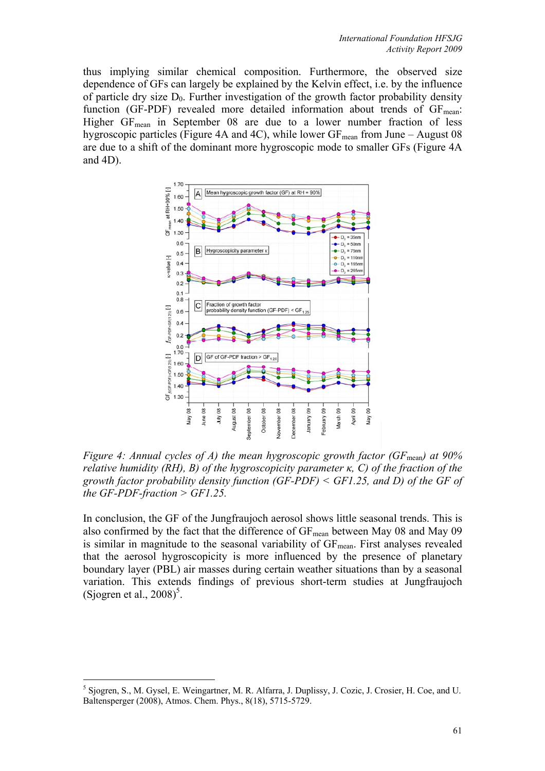thus implying similar chemical composition. Furthermore, the observed size dependence of GFs can largely be explained by the Kelvin effect, i.e. by the influence of particle dry size $D_0$. Further investigation of the growth factor probability density function (GF-PDF) revealed more detailed information about trends of $GF_{mean}$: Higher $GF_{mean}$ in September 08 are due to a lower number fraction of less hygroscopic particles (Figure 4A and 4C), while lower $GF_{mean}$ from June – August 08 are due to a shift of the dominant more hygroscopic mode to smaller GFs (Figure 4A and 4D).

*Figure 4: Annual cycles of A) the mean hygroscopic growth factor ($GF_{mean}$) at 90% relative humidity (RH), B) of the hygroscopicity parameter κ, C) of the fraction of the growth factor probability density function (GF-PDF) < GF1.25, and D) of the GF of the GF-PDF-fraction > GF1.25.*

In conclusion, the GF of the Jungfraujoch aerosol shows little seasonal trends. This is also confirmed by the fact that the difference of $GF_{mean}$ between May 08 and May 09 is similar in magnitude to the seasonal variability of $GF_{mean}$. First analyses revealed that the aerosol hygroscopicity is more influenced by the presence of planetary boundary layer (PBL) air masses during certain weather situations than by a seasonal variation. This extends findings of previous short-term studies at Jungfraujoch (Sjogren et al., 2008)[5].

[5] Sjogren, S., M. Gysel, E. Weingartner, M. R. Alfarra, J. Duplissy, J. Cozic, J. Crosier, H. Coe, and U. Baltensperger (2008), Atmos. Chem. Phys., 8(18), 5715-5729.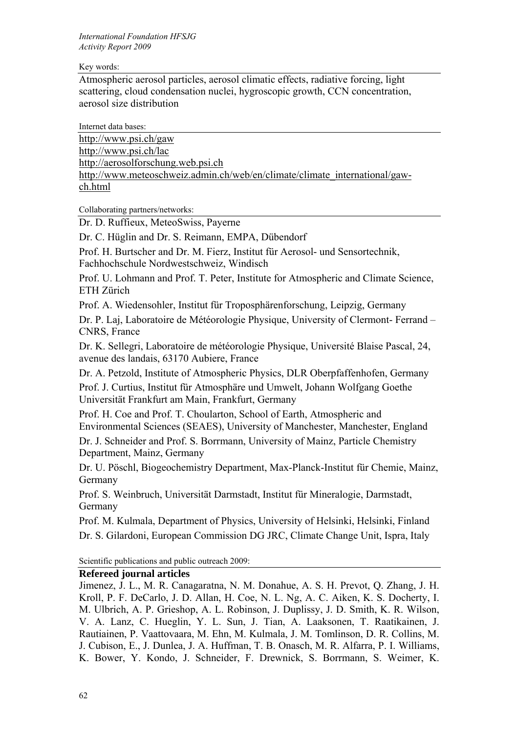Key words:

Atmospheric aerosol particles, aerosol climatic effects, radiative forcing, light scattering, cloud condensation nuclei, hygroscopic growth, CCN concentration, aerosol size distribution

Internet data bases:

http://www.psi.ch/gaw
http://www.psi.ch/lac
http://aerosolforschung.web.psi.ch
http://www.meteoschweiz.admin.ch/web/en/climate/climate_international/gaw-ch.html

Collaborating partners/networks:

Dr. D. Ruffieux, MeteoSwiss, Payerne

Dr. C. Hüglin and Dr. S. Reimann, EMPA, Dübendorf

Prof. H. Burtscher and Dr. M. Fierz, Institut für Aerosol- und Sensortechnik, Fachhochschule Nordwestschweiz, Windisch

Prof. U. Lohmann and Prof. T. Peter, Institute for Atmospheric and Climate Science, ETH Zürich

Prof. A. Wiedensohler, Institut für Troposphärenforschung, Leipzig, Germany

Dr. P. Laj, Laboratoire de Météorologie Physique, University of Clermont- Ferrand – CNRS, France

Dr. K. Sellegri, Laboratoire de météorologie Physique, Université Blaise Pascal, 24, avenue des landais, 63170 Aubiere, France

Dr. A. Petzold, Institute of Atmospheric Physics, DLR Oberpfaffenhofen, Germany

Prof. J. Curtius, Institut für Atmosphäre und Umwelt, Johann Wolfgang Goethe Universität Frankfurt am Main, Frankfurt, Germany

Prof. H. Coe and Prof. T. Choularton, School of Earth, Atmospheric and Environmental Sciences (SEAES), University of Manchester, Manchester, England

Dr. J. Schneider and Prof. S. Borrmann, University of Mainz, Particle Chemistry Department, Mainz, Germany

Dr. U. Pöschl, Biogeochemistry Department, Max-Planck-Institut für Chemie, Mainz, Germany

Prof. S. Weinbruch, Universität Darmstadt, Institut für Mineralogie, Darmstadt, Germany

Prof. M. Kulmala, Department of Physics, University of Helsinki, Helsinki, Finland

Dr. S. Gilardoni, European Commission DG JRC, Climate Change Unit, Ispra, Italy

Scientific publications and public outreach 2009:

**Refereed journal articles**

Jimenez, J. L., M. R. Canagaratna, N. M. Donahue, A. S. H. Prevot, Q. Zhang, J. H. Kroll, P. F. DeCarlo, J. D. Allan, H. Coe, N. L. Ng, A. C. Aiken, K. S. Docherty, I. M. Ulbrich, A. P. Grieshop, A. L. Robinson, J. Duplissy, J. D. Smith, K. R. Wilson, V. A. Lanz, C. Hueglin, Y. L. Sun, J. Tian, A. Laaksonen, T. Raatikainen, J. Rautiainen, P. Vaattovaara, M. Ehn, M. Kulmala, J. M. Tomlinson, D. R. Collins, M. J. Cubison, E., J. Dunlea, J. A. Huffman, T. B. Onasch, M. R. Alfarra, P. I. Williams, K. Bower, Y. Kondo, J. Schneider, F. Drewnick, S. Borrmann, S. Weimer, K.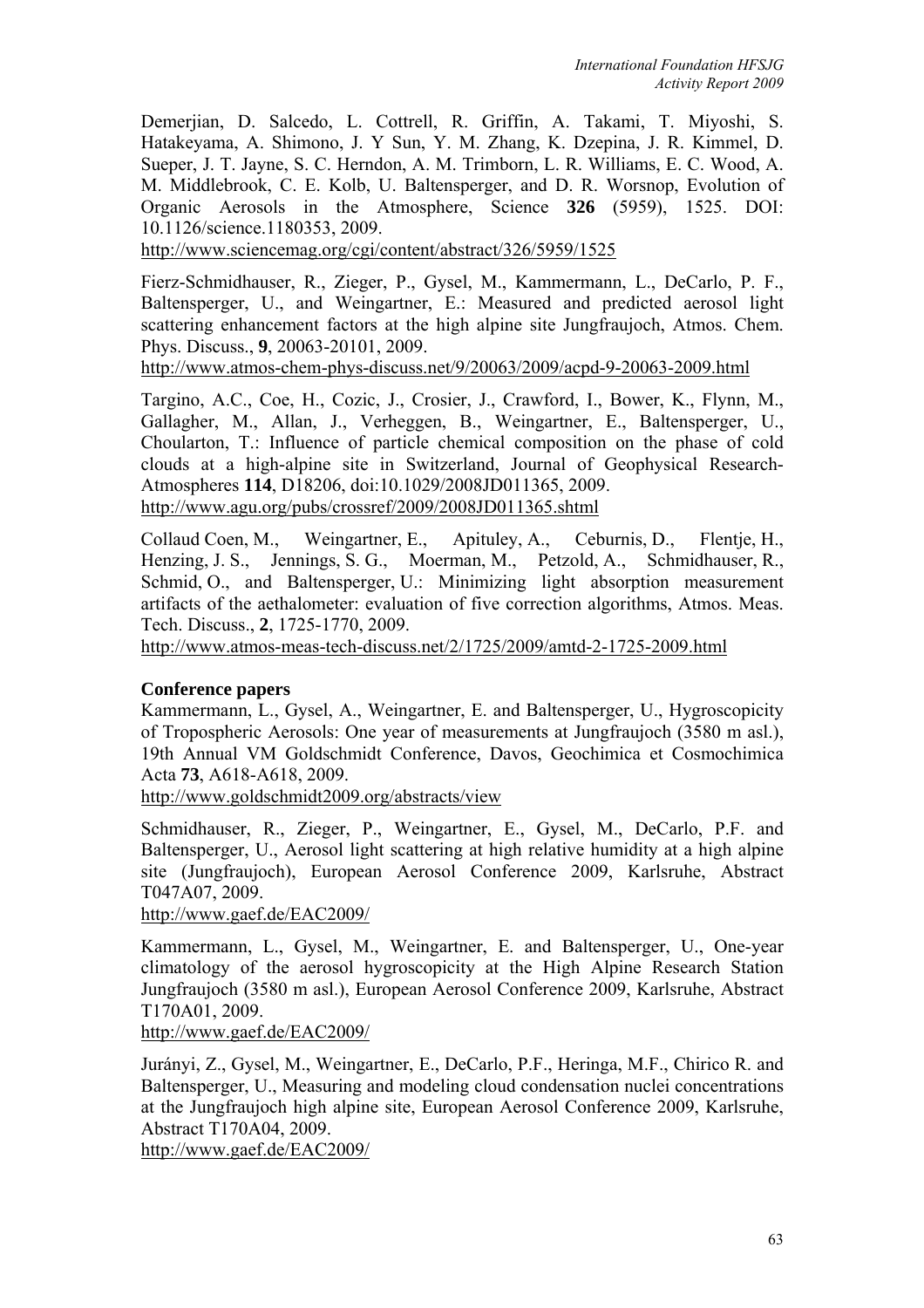Demerjian, D. Salcedo, L. Cottrell, R. Griffin, A. Takami, T. Miyoshi, S. Hatakeyama, A. Shimono, J. Y Sun, Y. M. Zhang, K. Dzepina, J. R. Kimmel, D. Sueper, J. T. Jayne, S. C. Herndon, A. M. Trimborn, L. R. Williams, E. C. Wood, A. M. Middlebrook, C. E. Kolb, U. Baltensperger, and D. R. Worsnop, Evolution of Organic Aerosols in the Atmosphere, Science **326** (5959), 1525. DOI: 10.1126/science.1180353, 2009.
http://www.sciencemag.org/cgi/content/abstract/326/5959/1525

Fierz-Schmidhauser, R., Zieger, P., Gysel, M., Kammermann, L., DeCarlo, P. F., Baltensperger, U., and Weingartner, E.: Measured and predicted aerosol light scattering enhancement factors at the high alpine site Jungfraujoch, Atmos. Chem. Phys. Discuss., **9**, 20063-20101, 2009.
http://www.atmos-chem-phys-discuss.net/9/20063/2009/acpd-9-20063-2009.html

Targino, A.C., Coe, H., Cozic, J., Crosier, J., Crawford, I., Bower, K., Flynn, M., Gallagher, M., Allan, J., Verheggen, B., Weingartner, E., Baltensperger, U., Choularton, T.: Influence of particle chemical composition on the phase of cold clouds at a high-alpine site in Switzerland, Journal of Geophysical Research-Atmospheres **114**, D18206, doi:10.1029/2008JD011365, 2009.
http://www.agu.org/pubs/crossref/2009/2008JD011365.shtml

Collaud Coen, M., Weingartner, E., Apituley, A., Ceburnis, D., Flentje, H., Henzing, J. S., Jennings, S. G., Moerman, M., Petzold, A., Schmidhauser, R., Schmid, O., and Baltensperger, U.: Minimizing light absorption measurement artifacts of the aethalometer: evaluation of five correction algorithms, Atmos. Meas. Tech. Discuss., **2**, 1725-1770, 2009.
http://www.atmos-meas-tech-discuss.net/2/1725/2009/amtd-2-1725-2009.html

**Conference papers**

Kammermann, L., Gysel, A., Weingartner, E. and Baltensperger, U., Hygroscopicity of Tropospheric Aerosols: One year of measurements at Jungfraujoch (3580 m asl.), 19th Annual VM Goldschmidt Conference, Davos, Geochimica et Cosmochimica Acta **73**, A618-A618, 2009.
http://www.goldschmidt2009.org/abstracts/view

Schmidhauser, R., Zieger, P., Weingartner, E., Gysel, M., DeCarlo, P.F. and Baltensperger, U., Aerosol light scattering at high relative humidity at a high alpine site (Jungfraujoch), European Aerosol Conference 2009, Karlsruhe, Abstract T047A07, 2009.
http://www.gaef.de/EAC2009/

Kammermann, L., Gysel, M., Weingartner, E. and Baltensperger, U., One-year climatology of the aerosol hygroscopicity at the High Alpine Research Station Jungfraujoch (3580 m asl.), European Aerosol Conference 2009, Karlsruhe, Abstract T170A01, 2009.
http://www.gaef.de/EAC2009/

Jurányi, Z., Gysel, M., Weingartner, E., DeCarlo, P.F., Heringa, M.F., Chirico R. and Baltensperger, U., Measuring and modeling cloud condensation nuclei concentrations at the Jungfraujoch high alpine site, European Aerosol Conference 2009, Karlsruhe, Abstract T170A04, 2009.
http://www.gaef.de/EAC2009/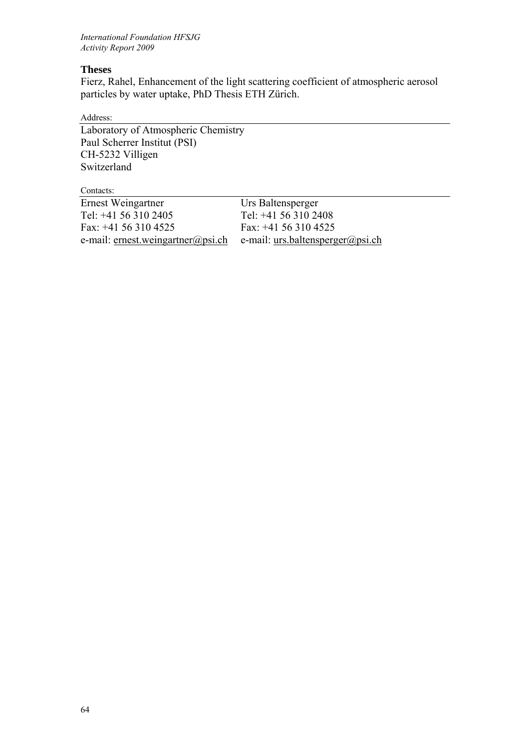### Theses

Fierz, Rahel, Enhancement of the light scattering coefficient of atmospheric aerosol particles by water uptake, PhD Thesis ETH Zürich.

Address:

Laboratory of Atmospheric Chemistry
Paul Scherrer Institut (PSI)
CH-5232 Villigen
Switzerland

Contacts:

| | |
|---|---|
| Ernest Weingartner | Urs Baltensperger |
| Tel: +41 56 310 2405 | Tel: +41 56 310 2408 |
| Fax: +41 56 310 4525 | Fax: +41 56 310 4525 |
| e-mail: ernest.weingartner@psi.ch | e-mail: urs.baltensperger@psi.ch |